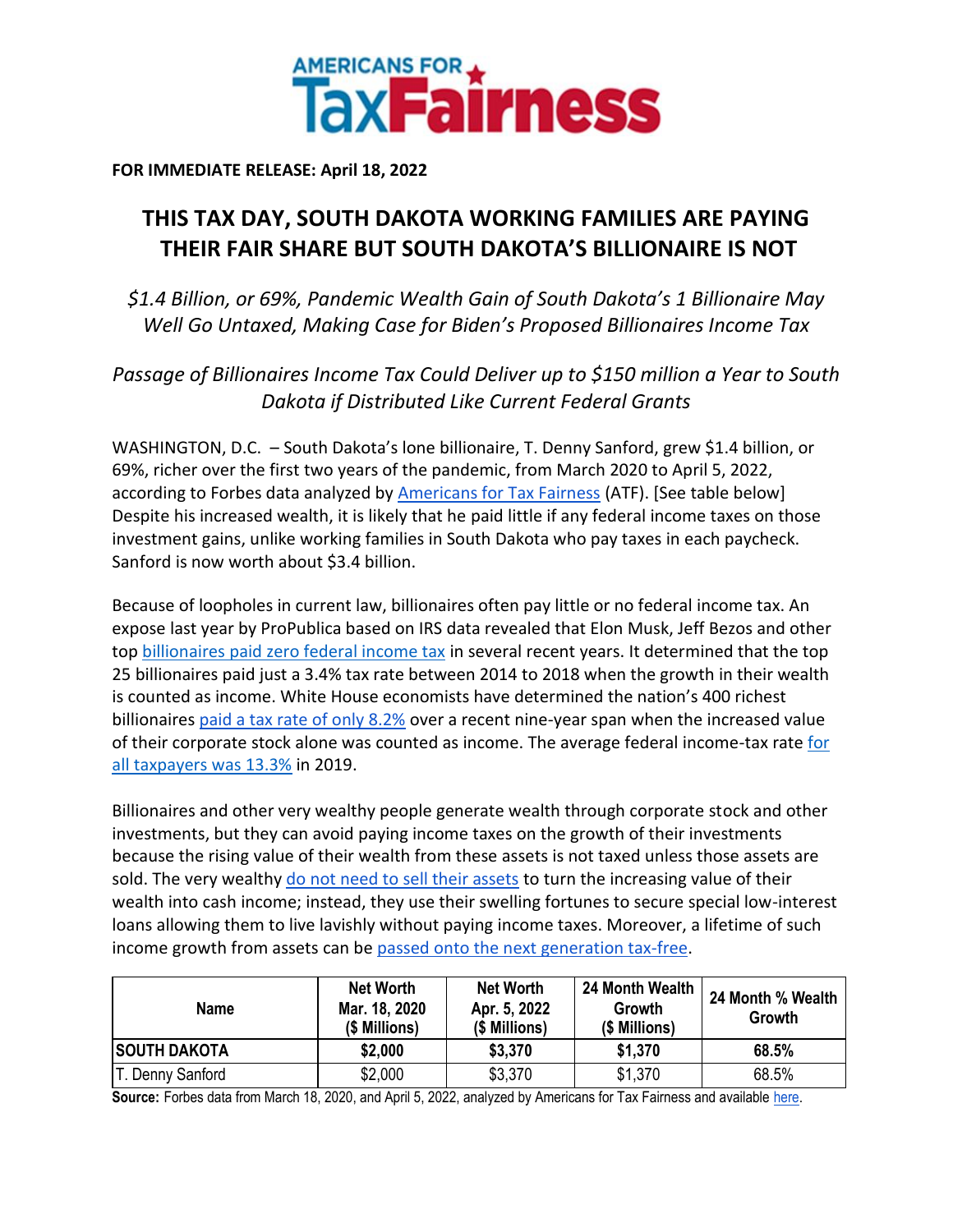AMERICANS FOR TaxFairness

**FOR IMMEDIATE RELEASE: April 18, 2022**

# THIS TAX DAY, SOUTH DAKOTA WORKING FAMILIES ARE PAYING THEIR FAIR SHARE BUT SOUTH DAKOTA'S BILLIONAIRE IS NOT

*$1.4 Billion, or 69%, Pandemic Wealth Gain of South Dakota's 1 Billionaire May Well Go Untaxed, Making Case for Biden's Proposed Billionaires Income Tax*

*Passage of Billionaires Income Tax Could Deliver up to $150 million a Year to South Dakota if Distributed Like Current Federal Grants*

WASHINGTON, D.C. – South Dakota's lone billionaire, T. Denny Sanford, grew $1.4 billion, or 69%, richer over the first two years of the pandemic, from March 2020 to April 5, 2022, according to Forbes data analyzed by Americans for Tax Fairness (ATF). [See table below] Despite his increased wealth, it is likely that he paid little if any federal income taxes on those investment gains, unlike working families in South Dakota who pay taxes in each paycheck. Sanford is now worth about $3.4 billion.

Because of loopholes in current law, billionaires often pay little or no federal income tax. An expose last year by ProPublica based on IRS data revealed that Elon Musk, Jeff Bezos and other top billionaires paid zero federal income tax in several recent years. It determined that the top 25 billionaires paid just a 3.4% tax rate between 2014 to 2018 when the growth in their wealth is counted as income. White House economists have determined the nation's 400 richest billionaires paid a tax rate of only 8.2% over a recent nine-year span when the increased value of their corporate stock alone was counted as income. The average federal income-tax rate for all taxpayers was 13.3% in 2019.

Billionaires and other very wealthy people generate wealth through corporate stock and other investments, but they can avoid paying income taxes on the growth of their investments because the rising value of their wealth from these assets is not taxed unless those assets are sold. The very wealthy do not need to sell their assets to turn the increasing value of their wealth into cash income; instead, they use their swelling fortunes to secure special low-interest loans allowing them to live lavishly without paying income taxes. Moreover, a lifetime of such income growth from assets can be passed onto the next generation tax-free.

| Name | Net Worth Mar. 18, 2020 ($ Millions) | Net Worth Apr. 5, 2022 ($ Millions) | 24 Month Wealth Growth ($ Millions) | 24 Month % Wealth Growth |
|---|---|---|---|---|
| **SOUTH DAKOTA** | **$2,000** | **$3,370** | **$1,370** | **68.5%** |
| T. Denny Sanford | $2,000 | $3,370 | $1,370 | 68.5% |

**Source:** Forbes data from March 18, 2020, and April 5, 2022, analyzed by Americans for Tax Fairness and available here.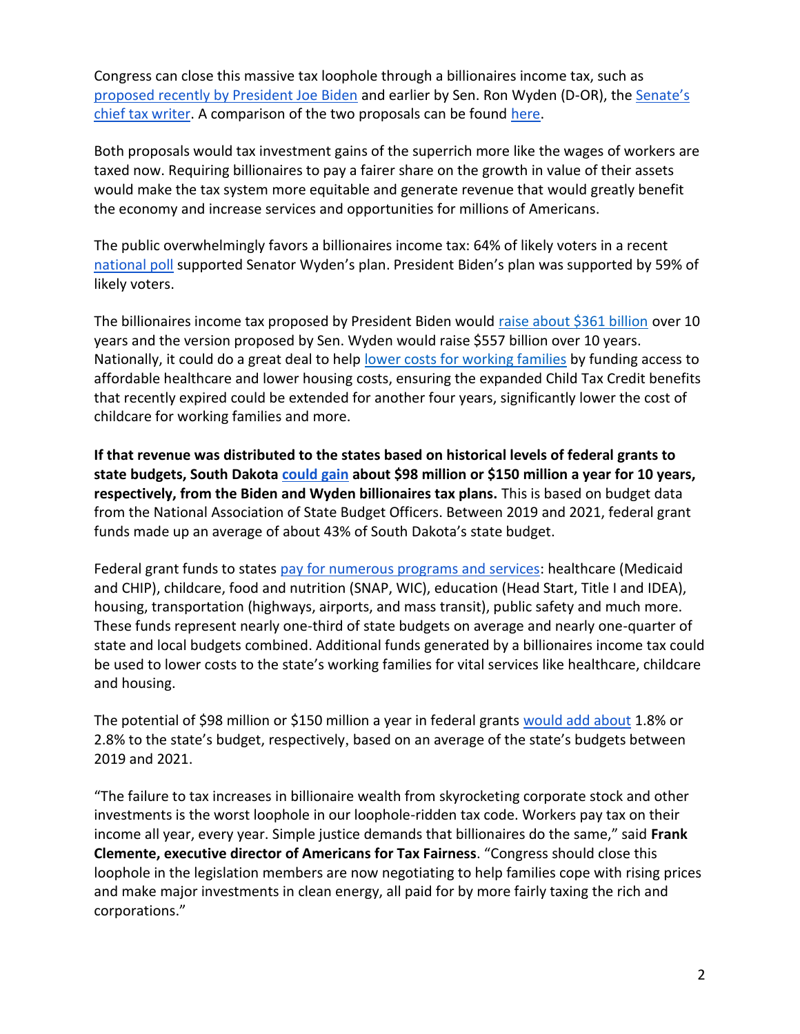Congress can close this massive tax loophole through a billionaires income tax, such as proposed recently by President Joe Biden and earlier by Sen. Ron Wyden (D-OR), the Senate's chief tax writer. A comparison of the two proposals can be found here.

Both proposals would tax investment gains of the superrich more like the wages of workers are taxed now. Requiring billionaires to pay a fairer share on the growth in value of their assets would make the tax system more equitable and generate revenue that would greatly benefit the economy and increase services and opportunities for millions of Americans.

The public overwhelmingly favors a billionaires income tax: 64% of likely voters in a recent national poll supported Senator Wyden's plan. President Biden's plan was supported by 59% of likely voters.

The billionaires income tax proposed by President Biden would raise about $361 billion over 10 years and the version proposed by Sen. Wyden would raise $557 billion over 10 years. Nationally, it could do a great deal to help lower costs for working families by funding access to affordable healthcare and lower housing costs, ensuring the expanded Child Tax Credit benefits that recently expired could be extended for another four years, significantly lower the cost of childcare for working families and more.

**If that revenue was distributed to the states based on historical levels of federal grants to state budgets, South Dakota could gain about $98 million or $150 million a year for 10 years, respectively, from the Biden and Wyden billionaires tax plans.** This is based on budget data from the National Association of State Budget Officers. Between 2019 and 2021, federal grant funds made up an average of about 43% of South Dakota's state budget.

Federal grant funds to states pay for numerous programs and services: healthcare (Medicaid and CHIP), childcare, food and nutrition (SNAP, WIC), education (Head Start, Title I and IDEA), housing, transportation (highways, airports, and mass transit), public safety and much more. These funds represent nearly one-third of state budgets on average and nearly one-quarter of state and local budgets combined. Additional funds generated by a billionaires income tax could be used to lower costs to the state's working families for vital services like healthcare, childcare and housing.

The potential of $98 million or $150 million a year in federal grants would add about 1.8% or 2.8% to the state's budget, respectively, based on an average of the state's budgets between 2019 and 2021.

"The failure to tax increases in billionaire wealth from skyrocketing corporate stock and other investments is the worst loophole in our loophole-ridden tax code. Workers pay tax on their income all year, every year. Simple justice demands that billionaires do the same," said **Frank Clemente, executive director of Americans for Tax Fairness**. "Congress should close this loophole in the legislation members are now negotiating to help families cope with rising prices and make major investments in clean energy, all paid for by more fairly taxing the rich and corporations."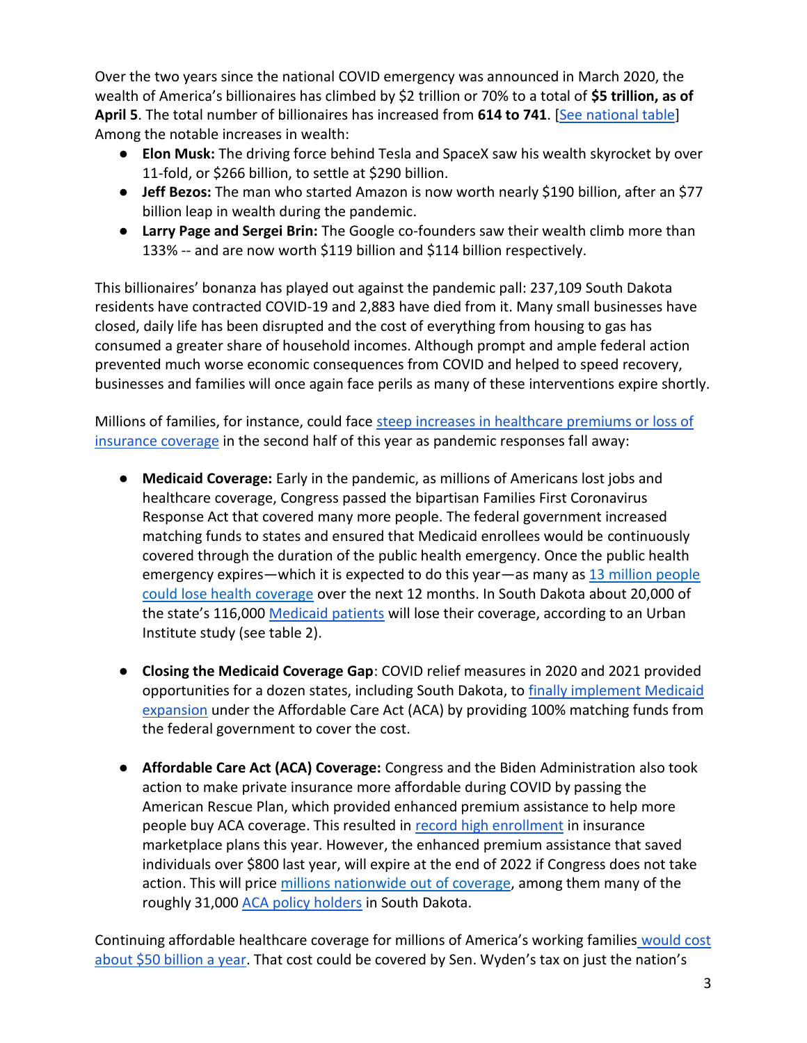Over the two years since the national COVID emergency was announced in March 2020, the wealth of America's billionaires has climbed by $2 trillion or 70% to a total of **$5 trillion, as of April 5**. The total number of billionaires has increased from **614 to 741**. [See national table] Among the notable increases in wealth:

- **Elon Musk:** The driving force behind Tesla and SpaceX saw his wealth skyrocket by over 11-fold, or $266 billion, to settle at $290 billion.
- **Jeff Bezos:** The man who started Amazon is now worth nearly $190 billion, after an $77 billion leap in wealth during the pandemic.
- **Larry Page and Sergei Brin:** The Google co-founders saw their wealth climb more than 133% -- and are now worth $119 billion and $114 billion respectively.

This billionaires' bonanza has played out against the pandemic pall: 237,109 South Dakota residents have contracted COVID-19 and 2,883 have died from it. Many small businesses have closed, daily life has been disrupted and the cost of everything from housing to gas has consumed a greater share of household incomes. Although prompt and ample federal action prevented much worse economic consequences from COVID and helped to speed recovery, businesses and families will once again face perils as many of these interventions expire shortly.

Millions of families, for instance, could face steep increases in healthcare premiums or loss of insurance coverage in the second half of this year as pandemic responses fall away:

- **Medicaid Coverage:** Early in the pandemic, as millions of Americans lost jobs and healthcare coverage, Congress passed the bipartisan Families First Coronavirus Response Act that covered many more people. The federal government increased matching funds to states and ensured that Medicaid enrollees would be continuously covered through the duration of the public health emergency. Once the public health emergency expires—which it is expected to do this year—as many as 13 million people could lose health coverage over the next 12 months. In South Dakota about 20,000 of the state's 116,000 Medicaid patients will lose their coverage, according to an Urban Institute study (see table 2).

- **Closing the Medicaid Coverage Gap**: COVID relief measures in 2020 and 2021 provided opportunities for a dozen states, including South Dakota, to finally implement Medicaid expansion under the Affordable Care Act (ACA) by providing 100% matching funds from the federal government to cover the cost.

- **Affordable Care Act (ACA) Coverage:** Congress and the Biden Administration also took action to make private insurance more affordable during COVID by passing the American Rescue Plan, which provided enhanced premium assistance to help more people buy ACA coverage. This resulted in record high enrollment in insurance marketplace plans this year. However, the enhanced premium assistance that saved individuals over $800 last year, will expire at the end of 2022 if Congress does not take action. This will price millions nationwide out of coverage, among them many of the roughly 31,000 ACA policy holders in South Dakota.

Continuing affordable healthcare coverage for millions of America's working families would cost about $50 billion a year. That cost could be covered by Sen. Wyden's tax on just the nation's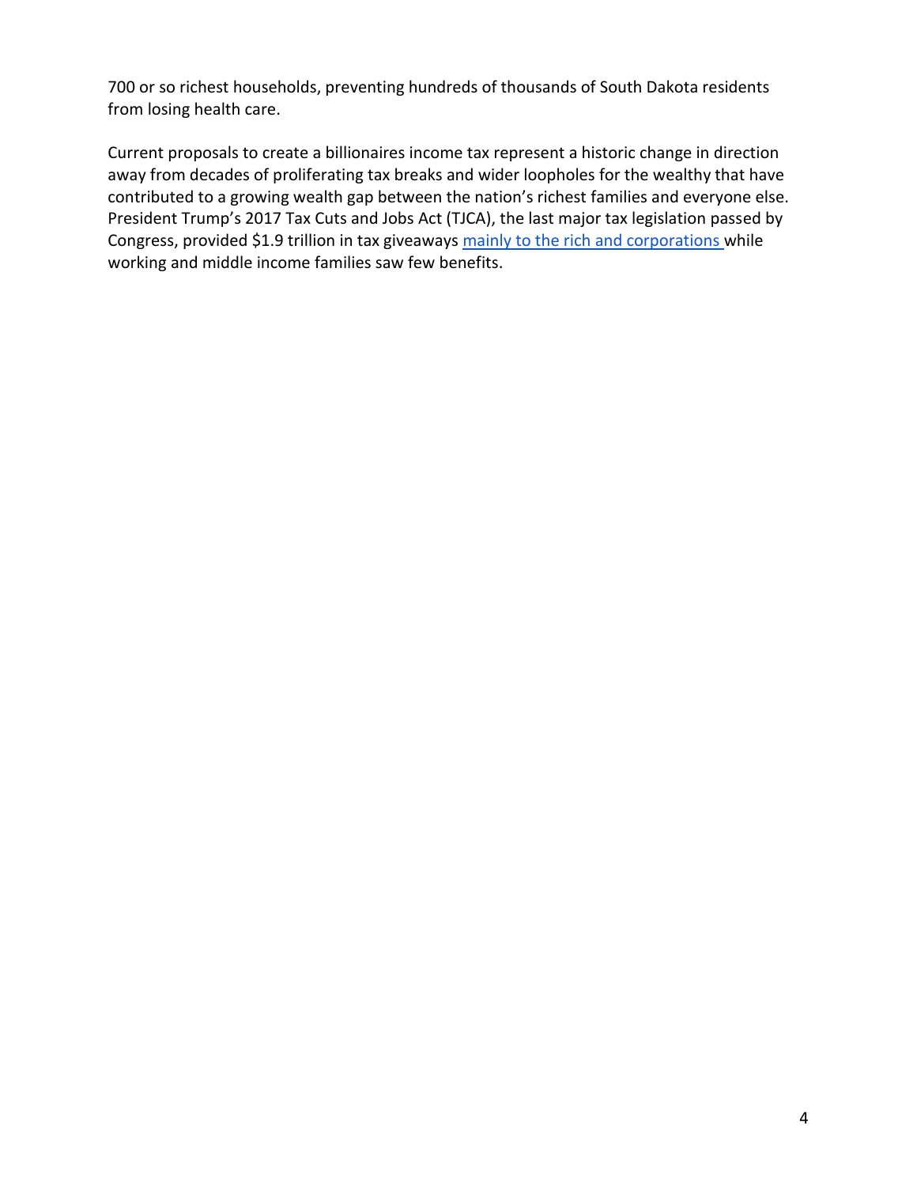700 or so richest households, preventing hundreds of thousands of South Dakota residents from losing health care.

Current proposals to create a billionaires income tax represent a historic change in direction away from decades of proliferating tax breaks and wider loopholes for the wealthy that have contributed to a growing wealth gap between the nation's richest families and everyone else. President Trump's 2017 Tax Cuts and Jobs Act (TJCA), the last major tax legislation passed by Congress, provided $1.9 trillion in tax giveaways mainly to the rich and corporations while working and middle income families saw few benefits.